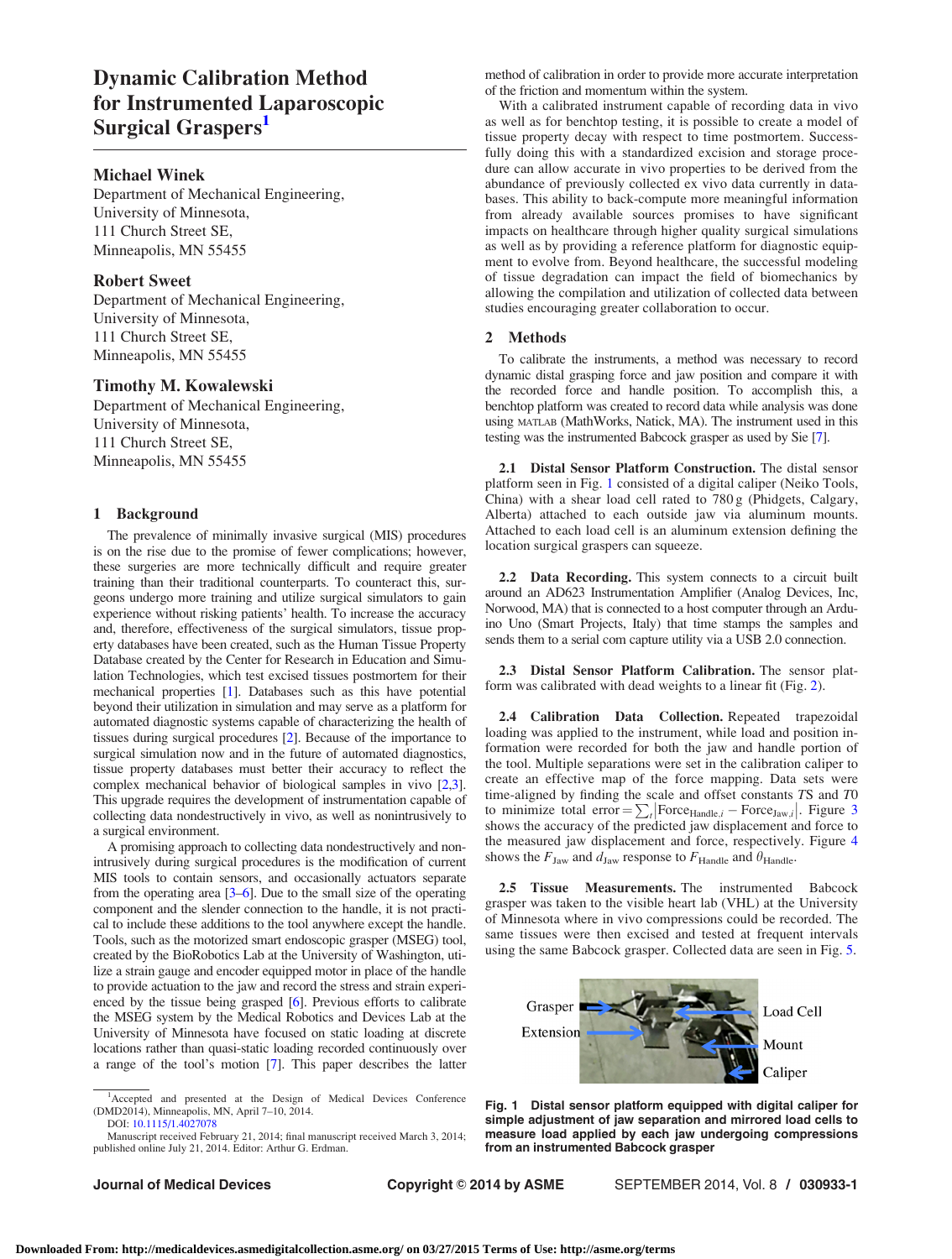# Dynamic Calibration Method for Instrumented Laparoscopic Surgical Graspers[1]

**Michael Winek**
Department of Mechanical Engineering,
University of Minnesota,
111 Church Street SE,
Minneapolis, MN 55455

**Robert Sweet**
Department of Mechanical Engineering,
University of Minnesota,
111 Church Street SE,
Minneapolis, MN 55455

**Timothy M. Kowalewski**
Department of Mechanical Engineering,
University of Minnesota,
111 Church Street SE,
Minneapolis, MN 55455

## 1 Background

The prevalence of minimally invasive surgical (MIS) procedures is on the rise due to the promise of fewer complications; however, these surgeries are more technically difficult and require greater training than their traditional counterparts. To counteract this, surgeons undergo more training and utilize surgical simulators to gain experience without risking patients' health. To increase the accuracy and, therefore, effectiveness of the surgical simulators, tissue property databases have been created, such as the Human Tissue Property Database created by the Center for Research in Education and Simulation Technologies, which test excised tissues postmortem for their mechanical properties [1]. Databases such as this have potential beyond their utilization in simulation and may serve as a platform for automated diagnostic systems capable of characterizing the health of tissues during surgical procedures [2]. Because of the importance to surgical simulation now and in the future of automated diagnostics, tissue property databases must better their accuracy to reflect the complex mechanical behavior of biological samples in vivo [2,3]. This upgrade requires the development of instrumentation capable of collecting data nondestructively in vivo, as well as nonintrusively in a surgical environment.

A promising approach to collecting data nondestructively and nonintrusively during surgical procedures is the modification of current MIS tools to contain sensors, and occasionally actuators separate from the operating area [3–6]. Due to the small size of the operating component and the slender connection to the handle, it is not practical to include these additions to the tool anywhere except the handle. Tools, such as the motorized smart endoscopic grasper (MSEG) tool, created by the BioRobotics Lab at the University of Washington, utilize a strain gauge and encoder equipped motor in place of the handle to provide actuation to the jaw and record the stress and strain experienced by the tissue being grasped [6]. Previous efforts to calibrate the MSEG system by the Medical Robotics and Devices Lab at the University of Minnesota have focused on static loading at discrete locations rather than quasi-static loading recorded continuously over a range of the tool's motion [7]. This paper describes the latter method of calibration in order to provide more accurate interpretation of the friction and momentum within the system.

With a calibrated instrument capable of recording data in vivo as well as for benchtop testing, it is possible to create a model of tissue property decay with respect to time postmortem. Successfully doing this with a standardized excision and storage procedure can allow accurate in vivo properties to be derived from the abundance of previously collected ex vivo data currently in databases. This ability to back-compute more meaningful information from already available sources promises to have significant impacts on healthcare through higher quality surgical simulations as well as by providing a reference platform for diagnostic equipment to evolve from. Beyond healthcare, the successful modeling of tissue degradation can impact the field of biomechanics by allowing the compilation and utilization of collected data between studies encouraging greater collaboration to occur.

## 2 Methods

To calibrate the instruments, a method was necessary to record dynamic distal grasping force and jaw position and compare it with the recorded force and handle position. To accomplish this, a benchtop platform was created to record data while analysis was done using MATLAB (MathWorks, Natick, MA). The instrument used in this testing was the instrumented Babcock grasper as used by Sie [7].

**2.1 Distal Sensor Platform Construction.** The distal sensor platform seen in Fig. 1 consisted of a digital caliper (Neiko Tools, China) with a shear load cell rated to 780 g (Phidgets, Calgary, Alberta) attached to each outside jaw via aluminum mounts. Attached to each load cell is an aluminum extension defining the location surgical graspers can squeeze.

**2.2 Data Recording.** This system connects to a circuit built around an AD623 Instrumentation Amplifier (Analog Devices, Inc, Norwood, MA) that is connected to a host computer through an Arduino Uno (Smart Projects, Italy) that time stamps the samples and sends them to a serial com capture utility via a USB 2.0 connection.

**2.3 Distal Sensor Platform Calibration.** The sensor platform was calibrated with dead weights to a linear fit (Fig. 2).

**2.4 Calibration Data Collection.** Repeated trapezoidal loading was applied to the instrument, while load and position information were recorded for both the jaw and handle portion of the tool. Multiple separations were set in the calibration caliper to create an effective map of the force mapping. Data sets were time-aligned by finding the scale and offset constants $TS$ and $T0$ to minimize total error $= \sum_i |\text{Force}_{\text{Handle},i} - \text{Force}_{\text{Jaw},i}|$. Figure 3 shows the accuracy of the predicted jaw displacement and force to the measured jaw displacement and force, respectively. Figure 4 shows the $F_{\text{Jaw}}$ and $d_{\text{Jaw}}$ response to $F_{\text{Handle}}$ and $\theta_{\text{Handle}}$.

**2.5 Tissue Measurements.** The instrumented Babcock grasper was taken to the visible heart lab (VHL) at the University of Minnesota where in vivo compressions could be recorded. The same tissues were then excised and tested at frequent intervals using the same Babcock grasper. Collected data are seen in Fig. 5.

Grasper
Extension
Load Cell
Mount
Caliper

**Fig. 1 Distal sensor platform equipped with digital caliper for simple adjustment of jaw separation and mirrored load cells to measure load applied by each jaw undergoing compressions from an instrumented Babcock grasper**

[1]Accepted and presented at the Design of Medical Devices Conference (DMD2014), Minneapolis, MN, April 7–10, 2014.
DOI: 10.1115/1.4027078
Manuscript received February 21, 2014; final manuscript received March 3, 2014; published online July 21, 2014. Editor: Arthur G. Erdman.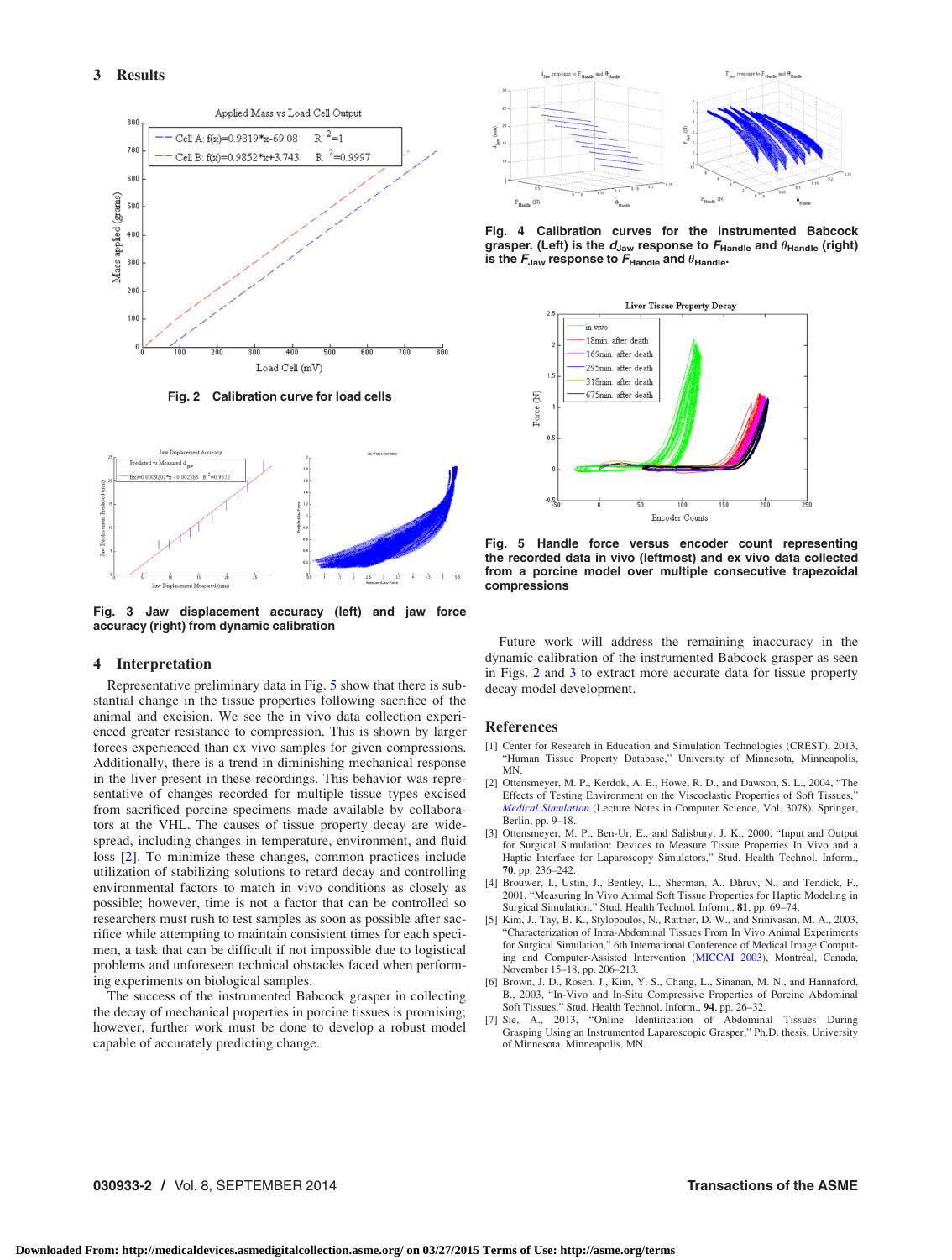## 3 Results

Applied Mass vs Load Cell Output

Cell A: f(x)=0.9819*x-69.08 R 2=1

Cell B: f(x)=0.9852*x+3.743 R 2=0.9997

Mass applied (grams)

Load Cell (mV)

Fig. 2 Calibration curve for load cells

Jaw Displacement Accuracy

Predicted vs Measured d jaw

f(x)=0.0009202*x - 0.002586 R 2=0.9572

Jaw Displacement Measured (mm)

Jaw Displacement Predicted (mm)

Jaw Force Accuracy

Measured Jaw Force

Predicted Jaw Force

Fig. 3 Jaw displacement accuracy (left) and jaw force accuracy (right) from dynamic calibration

## 4 Interpretation

Representative preliminary data in Fig. 5 show that there is substantial change in the tissue properties following sacrifice of the animal and excision. We see the in vivo data collection experienced greater resistance to compression. This is shown by larger forces experienced than ex vivo samples for given compressions. Additionally, there is a trend in diminishing mechanical response in the liver present in these recordings. This behavior was representative of changes recorded for multiple tissue types excised from sacrificed porcine specimens made available by collaborators at the VHL. The causes of tissue property decay are widespread, including changes in temperature, environment, and fluid loss [2]. To minimize these changes, common practices include utilization of stabilizing solutions to retard decay and controlling environmental factors to match in vivo conditions as closely as possible; however, time is not a factor that can be controlled so researchers must rush to test samples as soon as possible after sacrifice while attempting to maintain consistent times for each specimen, a task that can be difficult if not impossible due to logistical problems and unforeseen technical obstacles faced when performing experiments on biological samples.

The success of the instrumented Babcock grasper in collecting the decay of mechanical properties in porcine tissues is promising; however, further work must be done to develop a robust model capable of accurately predicting change.

$d_{Jaw}$ response to $F_{Handle}$ and $\theta_{Handle}$

$F_{Jaw}$ response to $F_{Handle}$ and $\theta_{Handle}$

Fig. 4 Calibration curves for the instrumented Babcock grasper. (Left) is the $d_{Jaw}$ response to $F_{Handle}$ and $\theta_{Handle}$ (right) is the $F_{Jaw}$ response to $F_{Handle}$ and $\theta_{Handle}$.

Liver Tissue Property Decay

in vivo

18min. after death

169min. after death

295min. after death

318min. after death

675min. after death

Force (N)

Encoder Counts

Fig. 5 Handle force versus encoder count representing the recorded data in vivo (leftmost) and ex vivo data collected from a porcine model over multiple consecutive trapezoidal compressions

Future work will address the remaining inaccuracy in the dynamic calibration of the instrumented Babcock grasper as seen in Figs. 2 and 3 to extract more accurate data for tissue property decay model development.

## References

[1] Center for Research in Education and Simulation Technologies (CREST), 2013, "Human Tissue Property Database," University of Minnesota, Minneapolis, MN.

[2] Ottensmeyer, M. P., Kerdok, A. E., Howe, R. D., and Dawson, S. L., 2004, "The Effects of Testing Environment on the Viscoelastic Properties of Soft Tissues," *Medical Simulation* (Lecture Notes in Computer Science, Vol. 3078), Springer, Berlin, pp. 9–18.

[3] Ottensmeyer, M. P., Ben-Ur, E., and Salisbury, J. K., 2000, "Input and Output for Surgical Simulation: Devices to Measure Tissue Properties In Vivo and a Haptic Interface for Laparoscopy Simulators," Stud. Health Technol. Inform., **70**, pp. 236–242.

[4] Brouwer, I., Ustin, J., Bentley, L., Sherman, A., Dhruv, N., and Tendick, F., 2001, "Measuring In Vivo Animal Soft Tissue Properties for Haptic Modeling in Surgical Simulation," Stud. Health Technol. Inform., **81**, pp. 69–74.

[5] Kim, J., Tay, B. K., Stylopoulos, N., Rattner, D. W., and Srinivasan, M. A., 2003, "Characterization of Intra-Abdominal Tissues From In Vivo Animal Experiments for Surgical Simulation," 6th International Conference of Medical Image Computing and Computer-Assisted Intervention (MICCAI 2003), Montréal, Canada, November 15–18, pp. 206–213.

[6] Brown, J. D., Rosen, J., Kim, Y. S., Chang, L., Sinanan, M. N., and Hannaford, B., 2003, "In-Vivo and In-Situ Compressive Properties of Porcine Abdominal Soft Tissues," Stud. Health Technol. Inform., **94**, pp. 26–32.

[7] Sie, A., 2013, "Online Identification of Abdominal Tissues During Grasping Using an Instrumented Laparoscopic Grasper," Ph.D. thesis, University of Minnesota, Minneapolis, MN.